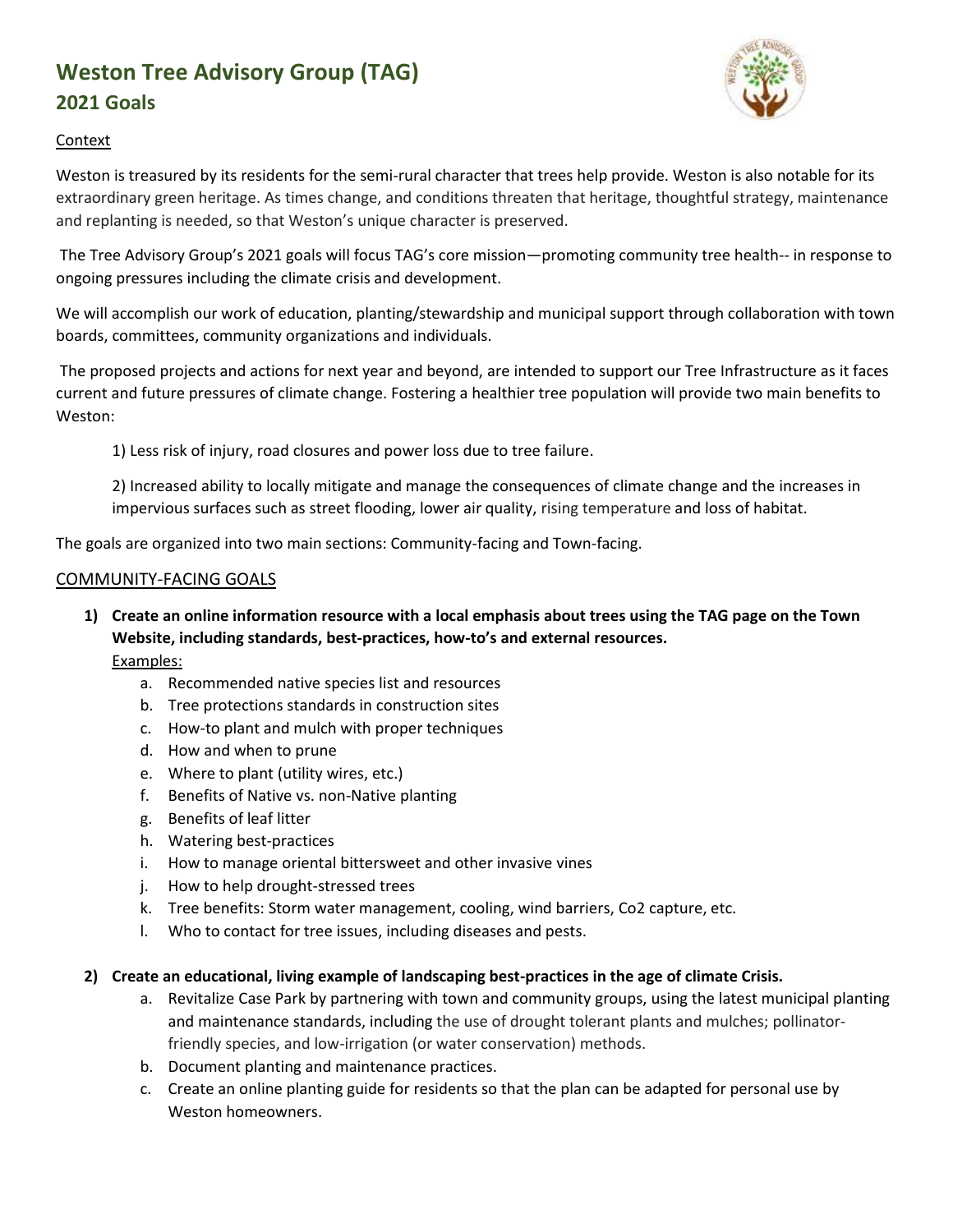# Weston Tree Advisory Group (TAG)

## 2021 Goals

Context

Weston is treasured by its residents for the semi-rural character that trees help provide. Weston is also notable for its extraordinary green heritage. As times change, and conditions threaten that heritage, thoughtful strategy, maintenance and replanting is needed, so that Weston's unique character is preserved.

The Tree Advisory Group's 2021 goals will focus TAG's core mission—promoting community tree health-- in response to ongoing pressures including the climate crisis and development.

We will accomplish our work of education, planting/stewardship and municipal support through collaboration with town boards, committees, community organizations and individuals.

The proposed projects and actions for next year and beyond, are intended to support our Tree Infrastructure as it faces current and future pressures of climate change. Fostering a healthier tree population will provide two main benefits to Weston:

1) Less risk of injury, road closures and power loss due to tree failure.

2) Increased ability to locally mitigate and manage the consequences of climate change and the increases in impervious surfaces such as street flooding, lower air quality, rising temperature and loss of habitat.

The goals are organized into two main sections: Community-facing and Town-facing.

COMMUNITY-FACING GOALS

1) **Create an online information resource with a local emphasis about trees using the TAG page on the Town Website, including standards, best-practices, how-to's and external resources.**

   Examples:

   a. Recommended native species list and resources
   b. Tree protections standards in construction sites
   c. How-to plant and mulch with proper techniques
   d. How and when to prune
   e. Where to plant (utility wires, etc.)
   f. Benefits of Native vs. non-Native planting
   g. Benefits of leaf litter
   h. Watering best-practices
   i. How to manage oriental bittersweet and other invasive vines
   j. How to help drought-stressed trees
   k. Tree benefits: Storm water management, cooling, wind barriers, Co2 capture, etc.
   l. Who to contact for tree issues, including diseases and pests.

2) **Create an educational, living example of landscaping best-practices in the age of climate Crisis.**

   a. Revitalize Case Park by partnering with town and community groups, using the latest municipal planting and maintenance standards, including the use of drought tolerant plants and mulches; pollinator-friendly species, and low-irrigation (or water conservation) methods.
   b. Document planting and maintenance practices.
   c. Create an online planting guide for residents so that the plan can be adapted for personal use by Weston homeowners.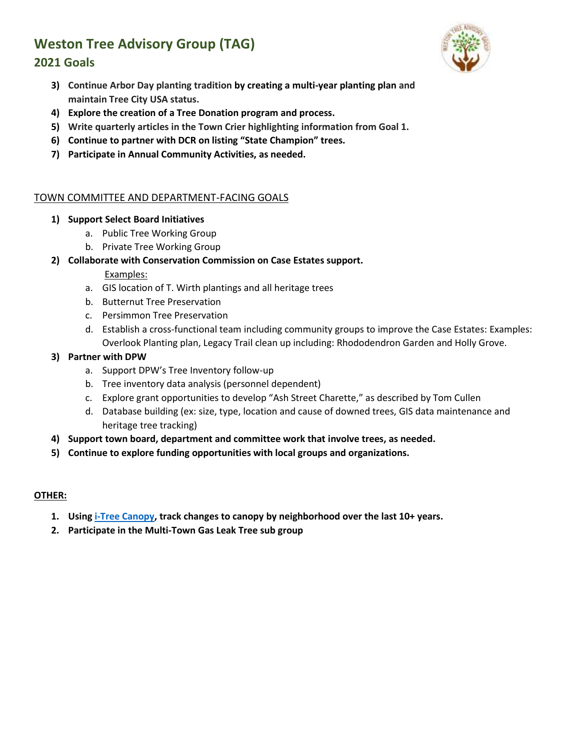# Weston Tree Advisory Group (TAG)

## 2021 Goals

3) **Continue Arbor Day planting tradition by creating a multi-year planting plan and maintain Tree City USA status.**
4) **Explore the creation of a Tree Donation program and process.**
5) **Write quarterly articles in the Town Crier highlighting information from Goal 1.**
6) **Continue to partner with DCR on listing "State Champion" trees.**
7) **Participate in Annual Community Activities, as needed.**

<u>TOWN COMMITTEE AND DEPARTMENT-FACING GOALS</u>

1) **Support Select Board Initiatives**
   a. Public Tree Working Group
   b. Private Tree Working Group
2) **Collaborate with Conservation Commission on Case Estates support.**

   <u>Examples:</u>
   a. GIS location of T. Wirth plantings and all heritage trees
   b. Butternut Tree Preservation
   c. Persimmon Tree Preservation
   d. Establish a cross-functional team including community groups to improve the Case Estates: Examples: Overlook Planting plan, Legacy Trail clean up including: Rhododendron Garden and Holly Grove.
3) **Partner with DPW**
   a. Support DPW's Tree Inventory follow-up
   b. Tree inventory data analysis (personnel dependent)
   c. Explore grant opportunities to develop "Ash Street Charette," as described by Tom Cullen
   d. Database building (ex: size, type, location and cause of downed trees, GIS data maintenance and heritage tree tracking)
4) **Support town board, department and committee work that involve trees, as needed.**
5) **Continue to explore funding opportunities with local groups and organizations.**

**<u>OTHER:</u>**

1. **Using i-Tree Canopy, track changes to canopy by neighborhood over the last 10+ years.**
2. **Participate in the Multi-Town Gas Leak Tree sub group**